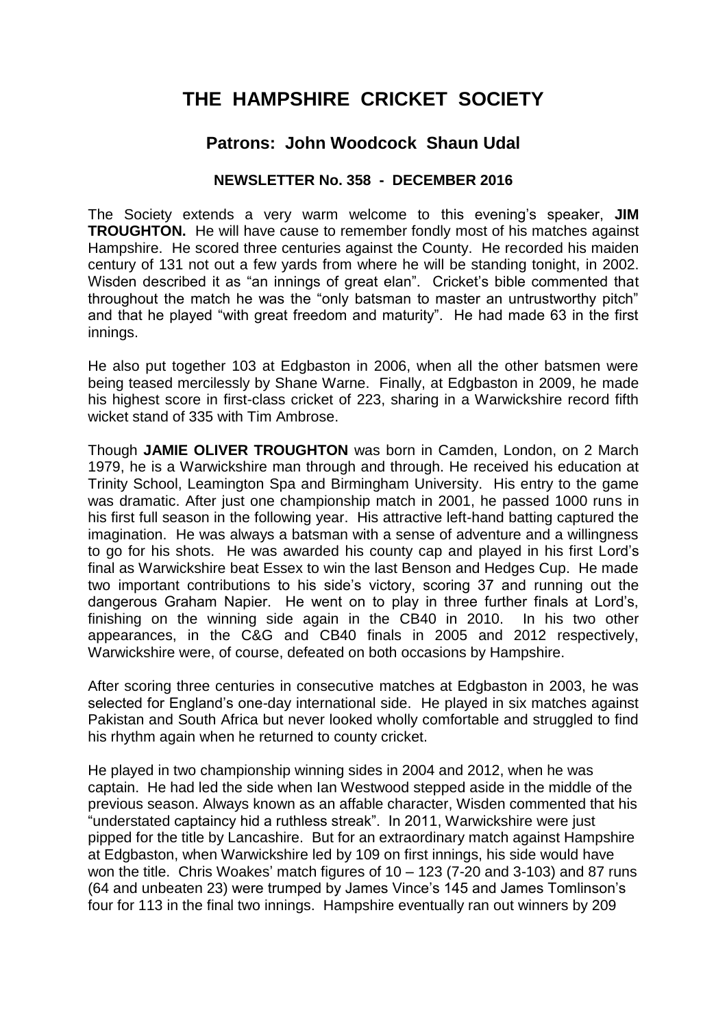# THE HAMPSHIRE CRICKET SOCIETY

## Patrons: John Woodcock Shaun Udal

### NEWSLETTER No. 358 - DECEMBER 2016

The Society extends a very warm welcome to this evening's speaker, **JIM TROUGHTON.** He will have cause to remember fondly most of his matches against Hampshire. He scored three centuries against the County. He recorded his maiden century of 131 not out a few yards from where he will be standing tonight, in 2002. Wisden described it as "an innings of great elan". Cricket's bible commented that throughout the match he was the "only batsman to master an untrustworthy pitch" and that he played "with great freedom and maturity". He had made 63 in the first innings.

He also put together 103 at Edgbaston in 2006, when all the other batsmen were being teased mercilessly by Shane Warne. Finally, at Edgbaston in 2009, he made his highest score in first-class cricket of 223, sharing in a Warwickshire record fifth wicket stand of 335 with Tim Ambrose.

Though **JAMIE OLIVER TROUGHTON** was born in Camden, London, on 2 March 1979, he is a Warwickshire man through and through. He received his education at Trinity School, Leamington Spa and Birmingham University. His entry to the game was dramatic. After just one championship match in 2001, he passed 1000 runs in his first full season in the following year. His attractive left-hand batting captured the imagination. He was always a batsman with a sense of adventure and a willingness to go for his shots. He was awarded his county cap and played in his first Lord's final as Warwickshire beat Essex to win the last Benson and Hedges Cup. He made two important contributions to his side's victory, scoring 37 and running out the dangerous Graham Napier. He went on to play in three further finals at Lord's, finishing on the winning side again in the CB40 in 2010. In his two other appearances, in the C&G and CB40 finals in 2005 and 2012 respectively, Warwickshire were, of course, defeated on both occasions by Hampshire.

After scoring three centuries in consecutive matches at Edgbaston in 2003, he was selected for England's one-day international side. He played in six matches against Pakistan and South Africa but never looked wholly comfortable and struggled to find his rhythm again when he returned to county cricket.

He played in two championship winning sides in 2004 and 2012, when he was captain. He had led the side when Ian Westwood stepped aside in the middle of the previous season. Always known as an affable character, Wisden commented that his "understated captaincy hid a ruthless streak". In 2011, Warwickshire were just pipped for the title by Lancashire. But for an extraordinary match against Hampshire at Edgbaston, when Warwickshire led by 109 on first innings, his side would have won the title. Chris Woakes' match figures of 10 – 123 (7-20 and 3-103) and 87 runs (64 and unbeaten 23) were trumped by James Vince's 145 and James Tomlinson's four for 113 in the final two innings. Hampshire eventually ran out winners by 209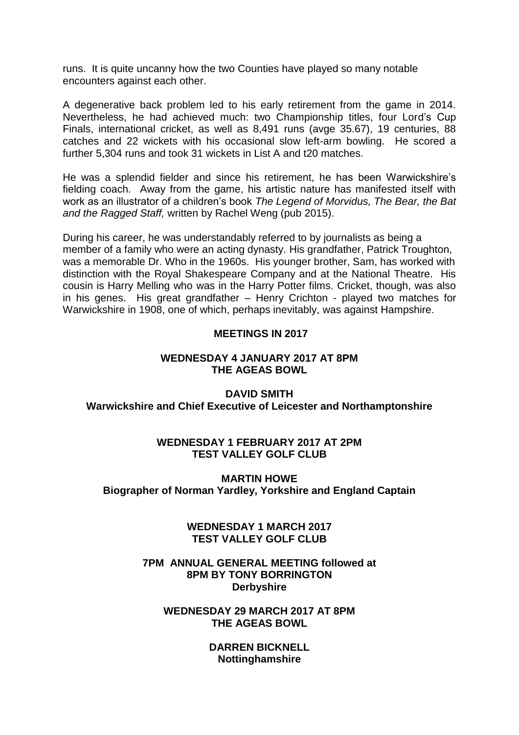runs. It is quite uncanny how the two Counties have played so many notable encounters against each other.

A degenerative back problem led to his early retirement from the game in 2014. Nevertheless, he had achieved much: two Championship titles, four Lord's Cup Finals, international cricket, as well as 8,491 runs (avge 35.67), 19 centuries, 88 catches and 22 wickets with his occasional slow left-arm bowling. He scored a further 5,304 runs and took 31 wickets in List A and t20 matches.

He was a splendid fielder and since his retirement, he has been Warwickshire's fielding coach. Away from the game, his artistic nature has manifested itself with work as an illustrator of a children's book *The Legend of Morvidus, The Bear, the Bat and the Ragged Staff,* written by Rachel Weng (pub 2015).

During his career, he was understandably referred to by journalists as being a member of a family who were an acting dynasty. His grandfather, Patrick Troughton, was a memorable Dr. Who in the 1960s. His younger brother, Sam, has worked with distinction with the Royal Shakespeare Company and at the National Theatre. His cousin is Harry Melling who was in the Harry Potter films. Cricket, though, was also in his genes. His great grandfather – Henry Crichton - played two matches for Warwickshire in 1908, one of which, perhaps inevitably, was against Hampshire.

## MEETINGS IN 2017

**WEDNESDAY 4 JANUARY 2017 AT 8PM**
**THE AGEAS BOWL**

**DAVID SMITH**
**Warwickshire and Chief Executive of Leicester and Northamptonshire**

**WEDNESDAY 1 FEBRUARY 2017 AT 2PM**
**TEST VALLEY GOLF CLUB**

**MARTIN HOWE**
**Biographer of Norman Yardley, Yorkshire and England Captain**

**WEDNESDAY 1 MARCH 2017**
**TEST VALLEY GOLF CLUB**

**7PM ANNUAL GENERAL MEETING followed at**
**8PM BY TONY BORRINGTON**
**Derbyshire**

**WEDNESDAY 29 MARCH 2017 AT 8PM**
**THE AGEAS BOWL**

**DARREN BICKNELL**
**Nottinghamshire**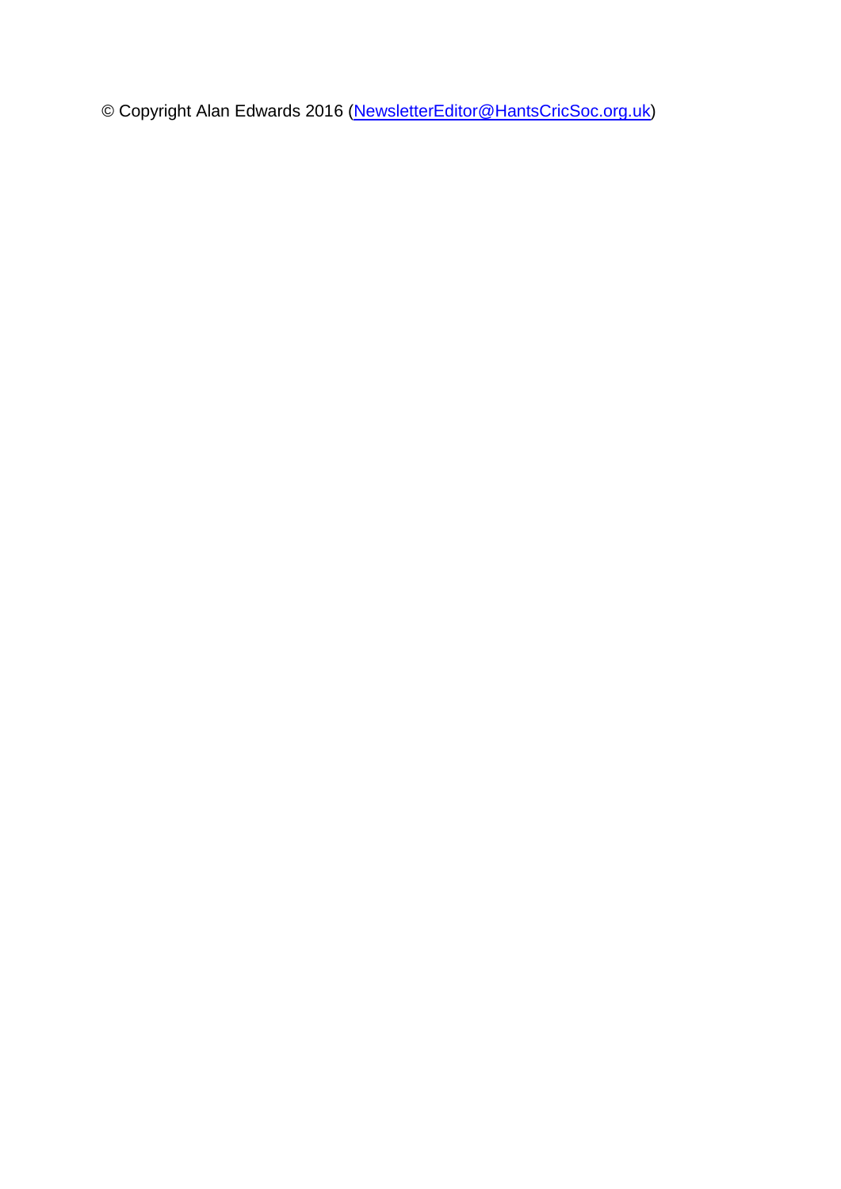© Copyright Alan Edwards 2016 (NewsletterEditor@HantsCricSoc.org.uk)